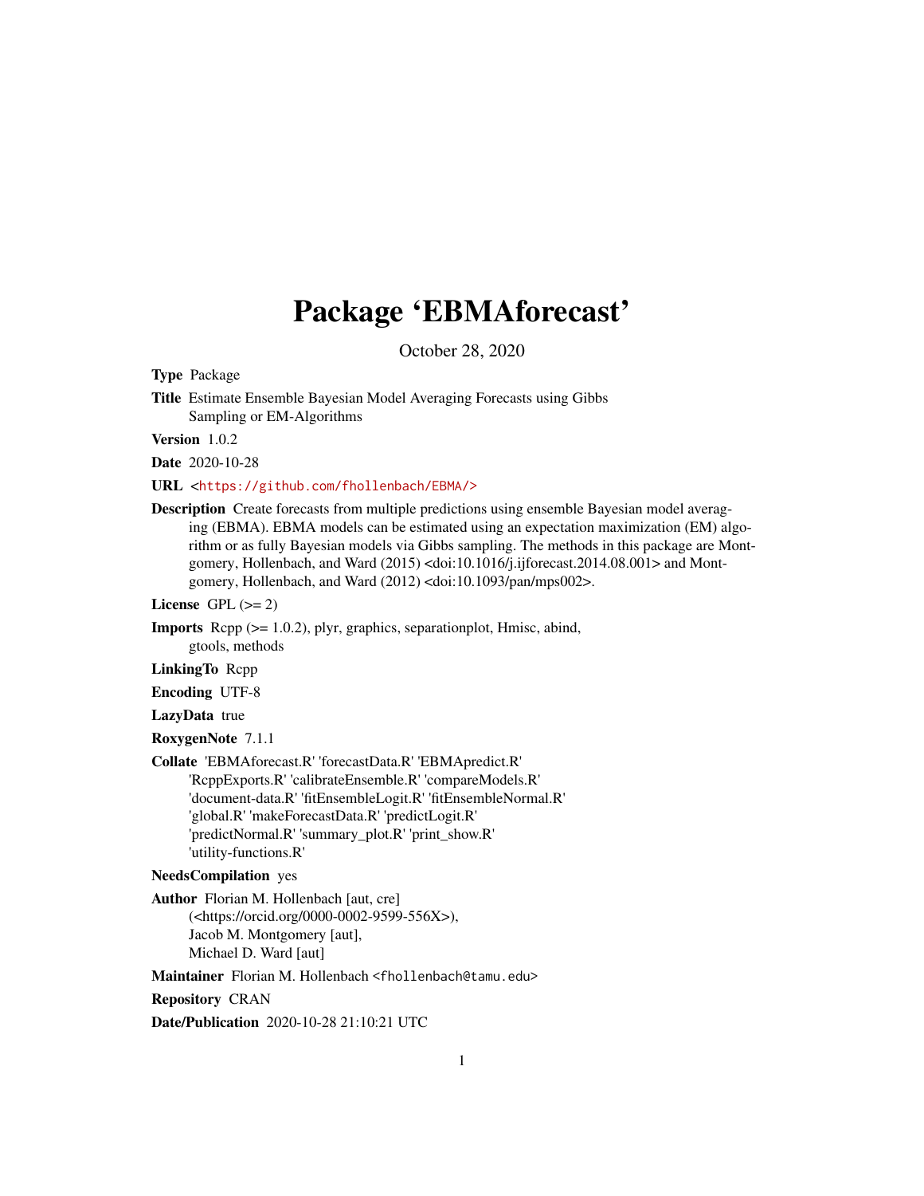# Package 'EBMAforecast'

October 28, 2020

**Type** Package

**Title** Estimate Ensemble Bayesian Model Averaging Forecasts using Gibbs Sampling or EM-Algorithms

**Version** 1.0.2

**Date** 2020-10-28

**URL** <https://github.com/fhollenbach/EBMA/>

**Description** Create forecasts from multiple predictions using ensemble Bayesian model averaging (EBMA). EBMA models can be estimated using an expectation maximization (EM) algorithm or as fully Bayesian models via Gibbs sampling. The methods in this package are Montgomery, Hollenbach, and Ward (2015) <doi:10.1016/j.ijforecast.2014.08.001> and Montgomery, Hollenbach, and Ward (2012) <doi:10.1093/pan/mps002>.

**License** GPL (>= 2)

**Imports** Rcpp (>= 1.0.2), plyr, graphics, separationplot, Hmisc, abind, gtools, methods

**LinkingTo** Rcpp

**Encoding** UTF-8

**LazyData** true

**RoxygenNote** 7.1.1

**Collate** 'EBMAforecast.R' 'forecastData.R' 'EBMApredict.R' 'RcppExports.R' 'calibrateEnsemble.R' 'compareModels.R' 'document-data.R' 'fitEnsembleLogit.R' 'fitEnsembleNormal.R' 'global.R' 'makeForecastData.R' 'predictLogit.R' 'predictNormal.R' 'summary_plot.R' 'print_show.R' 'utility-functions.R'

**NeedsCompilation** yes

**Author** Florian M. Hollenbach [aut, cre] (<https://orcid.org/0000-0002-9599-556X>), Jacob M. Montgomery [aut], Michael D. Ward [aut]

**Maintainer** Florian M. Hollenbach <fhollenbach@tamu.edu>

**Repository** CRAN

**Date/Publication** 2020-10-28 21:10:21 UTC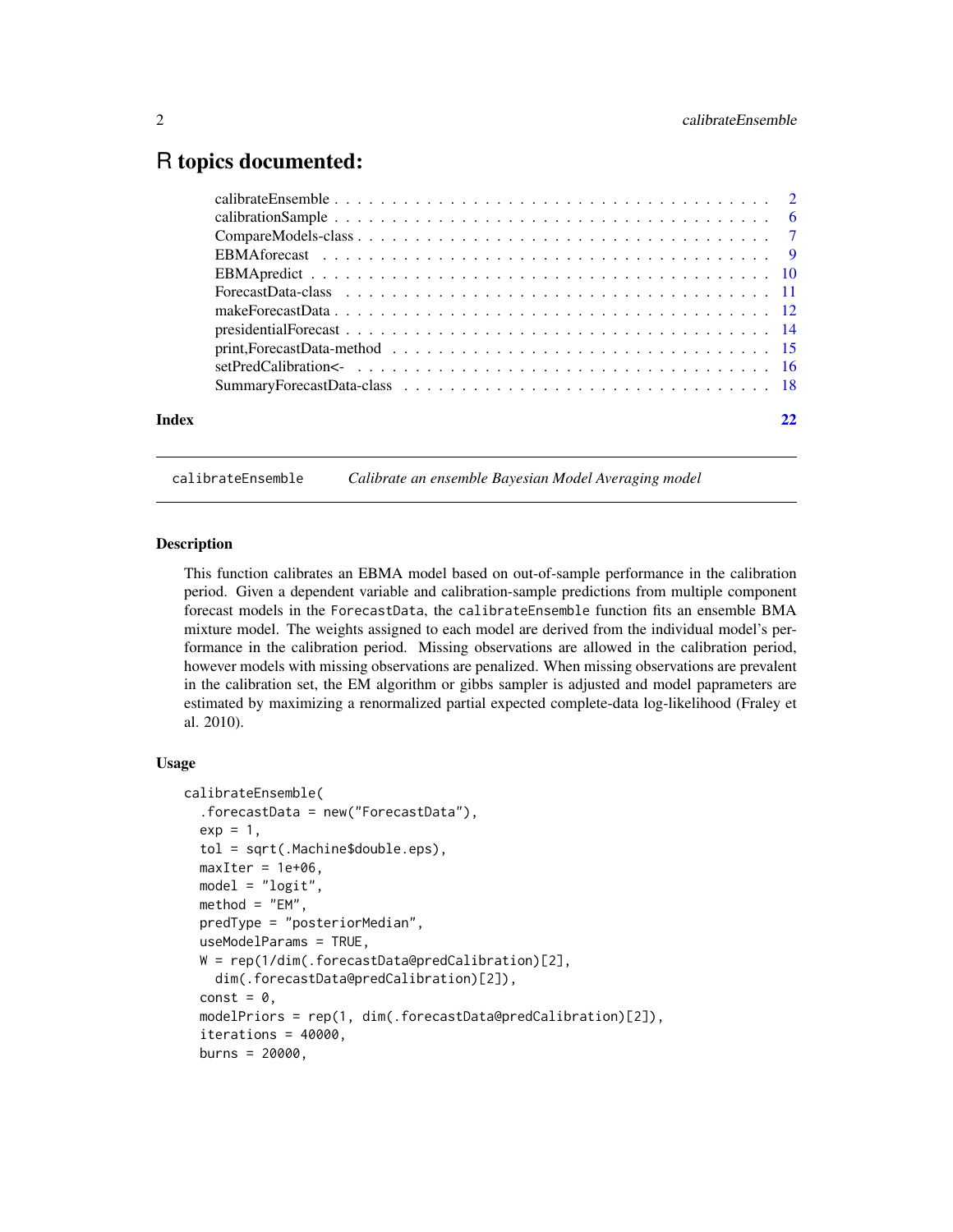# R topics documented:

- calibrateEnsemble . . . . . . . . . . . . . . . . . . . . . . . . . . . . . . . . . . . . . 2
- calibrationSample . . . . . . . . . . . . . . . . . . . . . . . . . . . . . . . . . . . . . 6
- CompareModels-class . . . . . . . . . . . . . . . . . . . . . . . . . . . . . . . . . . . 7
- EBMAforecast . . . . . . . . . . . . . . . . . . . . . . . . . . . . . . . . . . . . . . . 9
- EBMApredict . . . . . . . . . . . . . . . . . . . . . . . . . . . . . . . . . . . . . . . 10
- ForecastData-class . . . . . . . . . . . . . . . . . . . . . . . . . . . . . . . . . . . . 11
- makeForecastData . . . . . . . . . . . . . . . . . . . . . . . . . . . . . . . . . . . . 12
- presidentialForecast . . . . . . . . . . . . . . . . . . . . . . . . . . . . . . . . . . . 14
- print,ForecastData-method . . . . . . . . . . . . . . . . . . . . . . . . . . . . . . . 15
- setPredCalibration<- . . . . . . . . . . . . . . . . . . . . . . . . . . . . . . . . . . 16
- SummaryForecastData-class . . . . . . . . . . . . . . . . . . . . . . . . . . . . . . 18

**Index** 22

---

`calibrateEnsemble` *Calibrate an ensemble Bayesian Model Averaging model*

---

## Description

This function calibrates an EBMA model based on out-of-sample performance in the calibration period. Given a dependent variable and calibration-sample predictions from multiple component forecast models in the `ForecastData`, the `calibrateEnsemble` function fits an ensemble BMA mixture model. The weights assigned to each model are derived from the individual model's performance in the calibration period. Missing observations are allowed in the calibration period, however models with missing observations are penalized. When missing observations are prevalent in the calibration set, the EM algorithm or gibbs sampler is adjusted and model paprameters are estimated by maximizing a renormalized partial expected complete-data log-likelihood (Fraley et al. 2010).

## Usage

```
calibrateEnsemble(
  .forecastData = new("ForecastData"),
  exp = 1,
  tol = sqrt(.Machine$double.eps),
  maxIter = 1e+06,
  model = "logit",
  method = "EM",
  predType = "posteriorMedian",
  useModelParams = TRUE,
  W = rep(1/dim(.forecastData@predCalibration)[2],
    dim(.forecastData@predCalibration)[2]),
  const = 0,
  modelPriors = rep(1, dim(.forecastData@predCalibration)[2]),
  iterations = 40000,
  burns = 20000,
```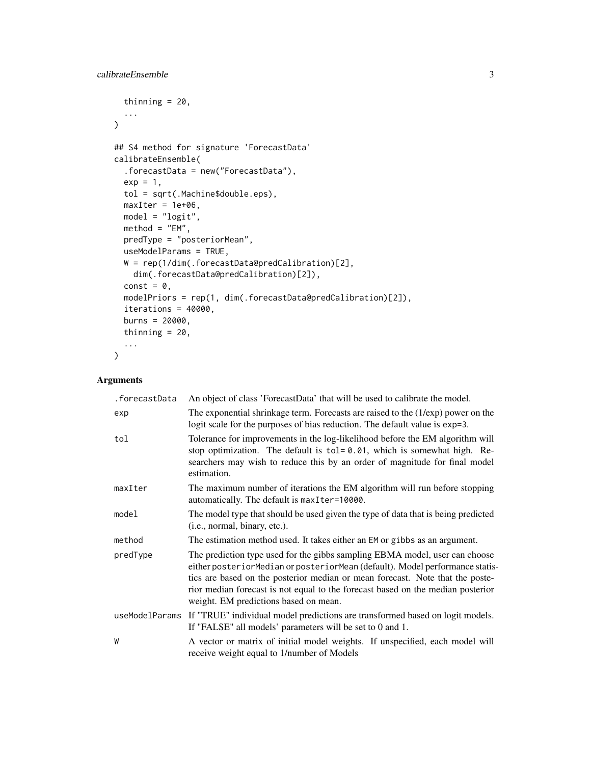```
  thinning = 20,
  ...
)

## S4 method for signature 'ForecastData'
calibrateEnsemble(
  .forecastData = new("ForecastData"),
  exp = 1,
  tol = sqrt(.Machine$double.eps),
  maxIter = 1e+06,
  model = "logit",
  method = "EM",
  predType = "posteriorMean",
  useModelParams = TRUE,
  W = rep(1/dim(.forecastData@predCalibration)[2],
    dim(.forecastData@predCalibration)[2]),
  const = 0,
  modelPriors = rep(1, dim(.forecastData@predCalibration)[2]),
  iterations = 40000,
  burns = 20000,
  thinning = 20,
  ...
)
```

## Arguments

| | |
|---|---|
| `.forecastData` | An object of class 'ForecastData' that will be used to calibrate the model. |
| `exp` | The exponential shrinkage term. Forecasts are raised to the (1/exp) power on the logit scale for the purposes of bias reduction. The default value is `exp=3`. |
| `tol` | Tolerance for improvements in the log-likelihood before the EM algorithm will stop optimization. The default is `tol= 0.01`, which is somewhat high. Researchers may wish to reduce this by an order of magnitude for final model estimation. |
| `maxIter` | The maximum number of iterations the EM algorithm will run before stopping automatically. The default is `maxIter=10000`. |
| `model` | The model type that should be used given the type of data that is being predicted (i.e., normal, binary, etc.). |
| `method` | The estimation method used. It takes either an `EM` or `gibbs` as an argument. |
| `predType` | The prediction type used for the gibbs sampling EBMA model, user can choose either `posteriorMedian` or `posteriorMean` (default). Model performance statistics are based on the posterior median or mean forecast. Note that the posterior median forecast is not equal to the forecast based on the median posterior weight. EM predictions based on mean. |
| `useModelParams` | If "TRUE" individual model predictions are transformed based on logit models. If "FALSE" all models' parameters will be set to 0 and 1. |
| `W` | A vector or matrix of initial model weights. If unspecified, each model will receive weight equal to 1/number of Models |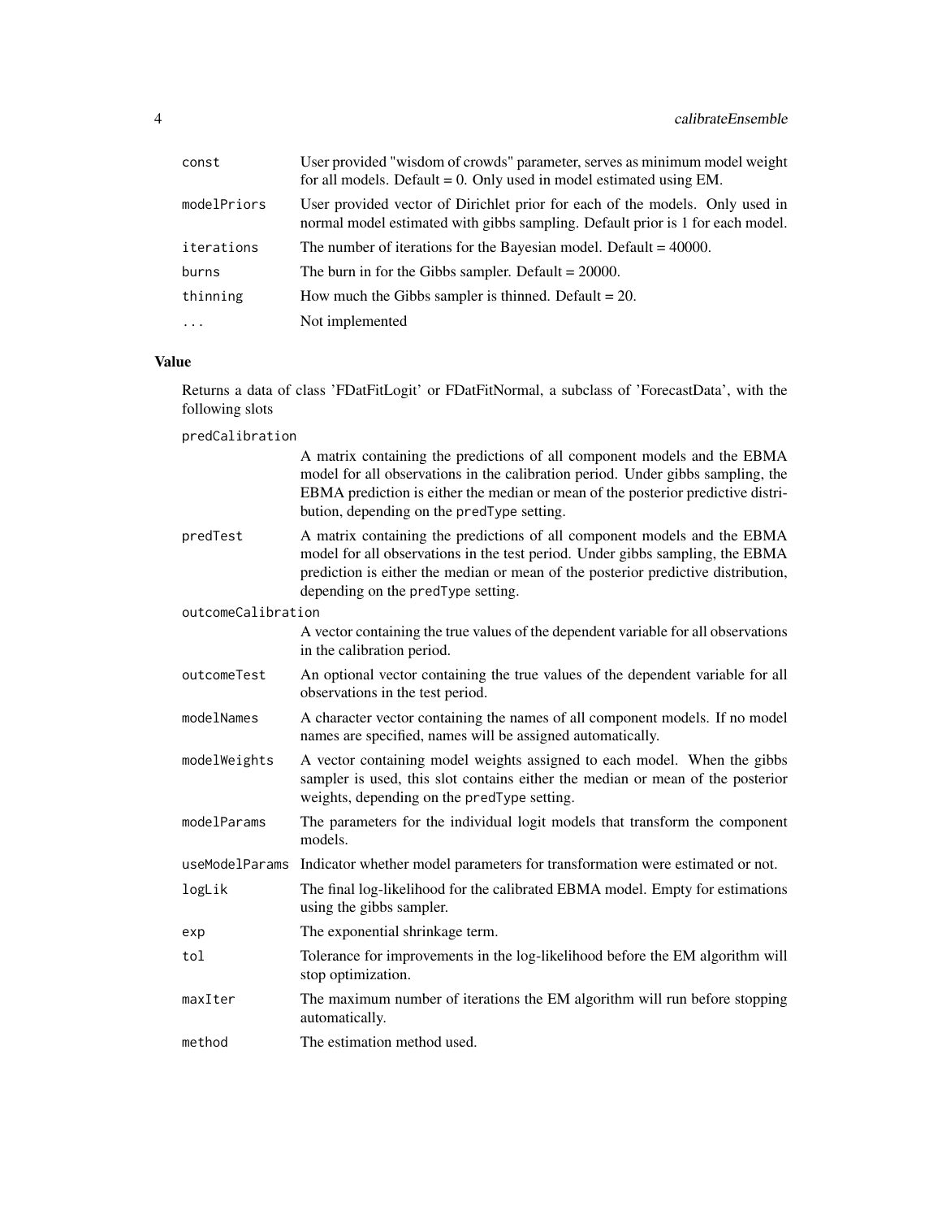| | |
|---|---|
| `const` | User provided "wisdom of crowds" parameter, serves as minimum model weight for all models. Default = 0. Only used in model estimated using EM. |
| `modelPriors` | User provided vector of Dirichlet prior for each of the models. Only used in normal model estimated with gibbs sampling. Default prior is 1 for each model. |
| `iterations` | The number of iterations for the Bayesian model. Default = 40000. |
| `burns` | The burn in for the Gibbs sampler. Default = 20000. |
| `thinning` | How much the Gibbs sampler is thinned. Default = 20. |
| `...` | Not implemented |

## Value

Returns a data of class 'FDatFitLogit' or FDatFitNormal, a subclass of 'ForecastData', with the following slots

| | |
|---|---|
| `predCalibration` | A matrix containing the predictions of all component models and the EBMA model for all observations in the calibration period. Under gibbs sampling, the EBMA prediction is either the median or mean of the posterior predictive distribution, depending on the `predType` setting. |
| `predTest` | A matrix containing the predictions of all component models and the EBMA model for all observations in the test period. Under gibbs sampling, the EBMA prediction is either the median or mean of the posterior predictive distribution, depending on the `predType` setting. |
| `outcomeCalibration` | A vector containing the true values of the dependent variable for all observations in the calibration period. |
| `outcomeTest` | An optional vector containing the true values of the dependent variable for all observations in the test period. |
| `modelNames` | A character vector containing the names of all component models. If no model names are specified, names will be assigned automatically. |
| `modelWeights` | A vector containing model weights assigned to each model. When the gibbs sampler is used, this slot contains either the median or mean of the posterior weights, depending on the `predType` setting. |
| `modelParams` | The parameters for the individual logit models that transform the component models. |
| `useModelParams` | Indicator whether model parameters for transformation were estimated or not. |
| `logLik` | The final log-likelihood for the calibrated EBMA model. Empty for estimations using the gibbs sampler. |
| `exp` | The exponential shrinkage term. |
| `tol` | Tolerance for improvements in the log-likelihood before the EM algorithm will stop optimization. |
| `maxIter` | The maximum number of iterations the EM algorithm will run before stopping automatically. |
| `method` | The estimation method used. |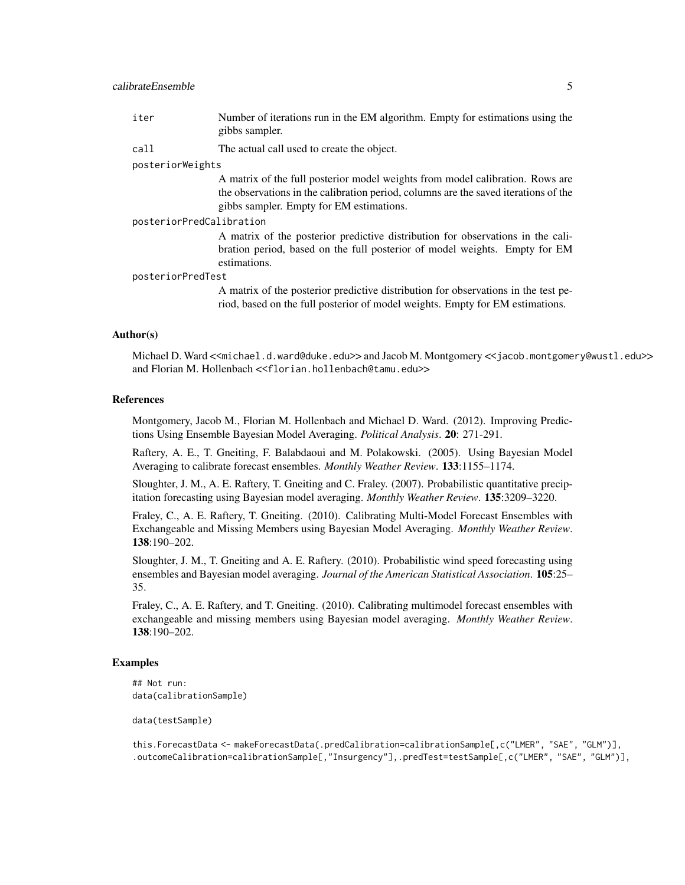iter
: Number of iterations run in the EM algorithm. Empty for estimations using the gibbs sampler.

call
: The actual call used to create the object.

posteriorWeights
: A matrix of the full posterior model weights from model calibration. Rows are the observations in the calibration period, columns are the saved iterations of the gibbs sampler. Empty for EM estimations.

posteriorPredCalibration
: A matrix of the posterior predictive distribution for observations in the calibration period, based on the full posterior of model weights. Empty for EM estimations.

posteriorPredTest
: A matrix of the posterior predictive distribution for observations in the test period, based on the full posterior of model weights. Empty for EM estimations.

### Author(s)

Michael D. Ward <<michael.d.ward@duke.edu>> and Jacob M. Montgomery <<jacob.montgomery@wustl.edu>> and Florian M. Hollenbach <<florian.hollenbach@tamu.edu>>

### References

Montgomery, Jacob M., Florian M. Hollenbach and Michael D. Ward. (2012). Improving Predictions Using Ensemble Bayesian Model Averaging. *Political Analysis*. **20**: 271-291.

Raftery, A. E., T. Gneiting, F. Balabdaoui and M. Polakowski. (2005). Using Bayesian Model Averaging to calibrate forecast ensembles. *Monthly Weather Review*. **133**:1155–1174.

Sloughter, J. M., A. E. Raftery, T. Gneiting and C. Fraley. (2007). Probabilistic quantitative precipitation forecasting using Bayesian model averaging. *Monthly Weather Review*. **135**:3209–3220.

Fraley, C., A. E. Raftery, T. Gneiting. (2010). Calibrating Multi-Model Forecast Ensembles with Exchangeable and Missing Members using Bayesian Model Averaging. *Monthly Weather Review*. **138**:190–202.

Sloughter, J. M., T. Gneiting and A. E. Raftery. (2010). Probabilistic wind speed forecasting using ensembles and Bayesian model averaging. *Journal of the American Statistical Association*. **105**:25–35.

Fraley, C., A. E. Raftery, and T. Gneiting. (2010). Calibrating multimodel forecast ensembles with exchangeable and missing members using Bayesian model averaging. *Monthly Weather Review*. **138**:190–202.

### Examples

```
## Not run:
data(calibrationSample)

data(testSample)

this.ForecastData <- makeForecastData(.predCalibration=calibrationSample[,c("LMER", "SAE", "GLM")],
.outcomeCalibration=calibrationSample[,"Insurgency"],.predTest=testSample[,c("LMER", "SAE", "GLM")],
```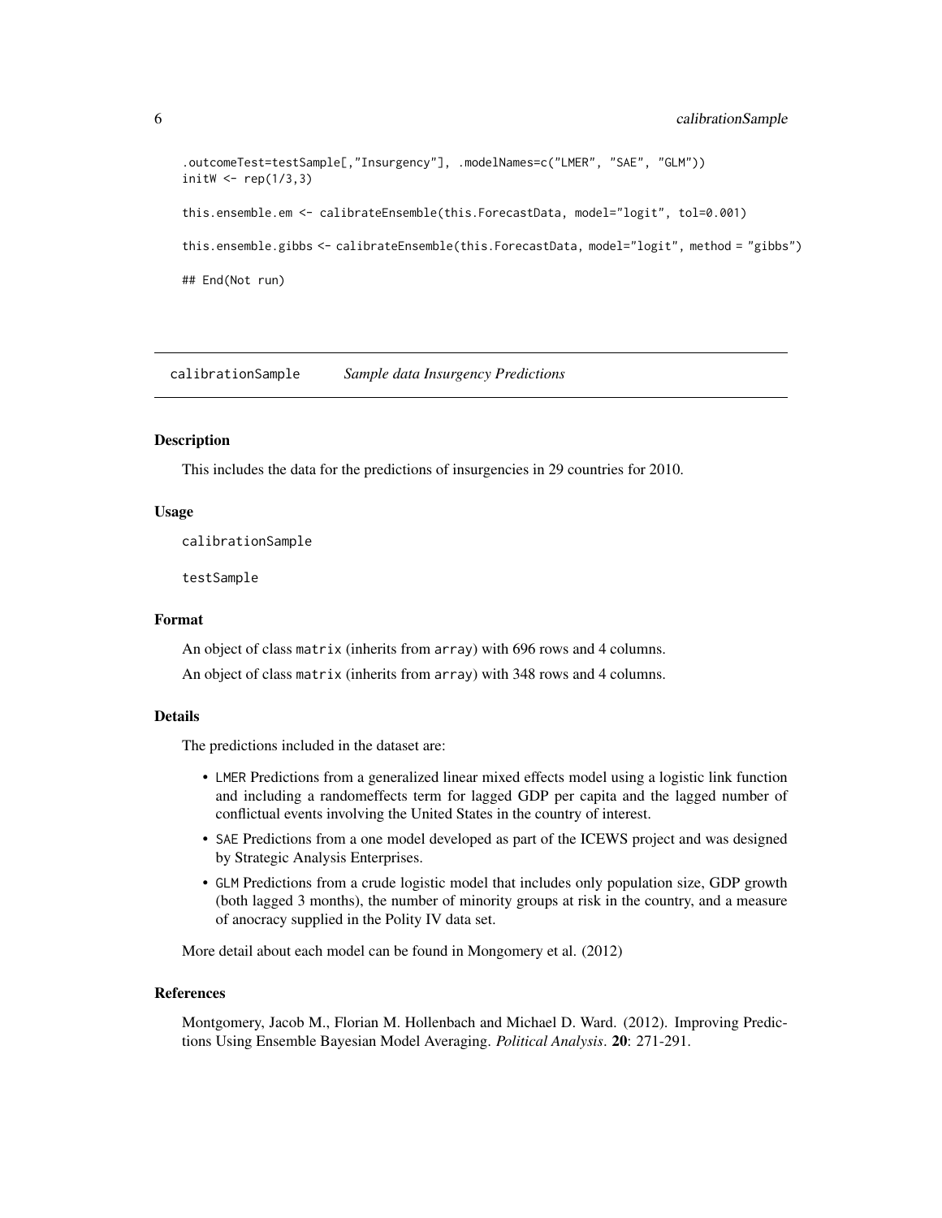```
.outcomeTest=testSample[,"Insurgency"], .modelNames=c("LMER", "SAE", "GLM"))
initW <- rep(1/3,3)

this.ensemble.em <- calibrateEnsemble(this.ForecastData, model="logit", tol=0.001)

this.ensemble.gibbs <- calibrateEnsemble(this.ForecastData, model="logit", method = "gibbs")

## End(Not run)
```

---

## calibrationSample *Sample data Insurgency Predictions*

---

### Description

This includes the data for the predictions of insurgencies in 29 countries for 2010.

### Usage

```
calibrationSample

testSample
```

### Format

An object of class `matrix` (inherits from `array`) with 696 rows and 4 columns.

An object of class `matrix` (inherits from `array`) with 348 rows and 4 columns.

### Details

The predictions included in the dataset are:

- `LMER` Predictions from a generalized linear mixed effects model using a logistic link function and including a randomeffects term for lagged GDP per capita and the lagged number of conflictual events involving the United States in the country of interest.
- `SAE` Predictions from a one model developed as part of the ICEWS project and was designed by Strategic Analysis Enterprises.
- `GLM` Predictions from a crude logistic model that includes only population size, GDP growth (both lagged 3 months), the number of minority groups at risk in the country, and a measure of anocracy supplied in the Polity IV data set.

More detail about each model can be found in Mongomery et al. (2012)

### References

Montgomery, Jacob M., Florian M. Hollenbach and Michael D. Ward. (2012). Improving Predictions Using Ensemble Bayesian Model Averaging. *Political Analysis*. **20**: 271-291.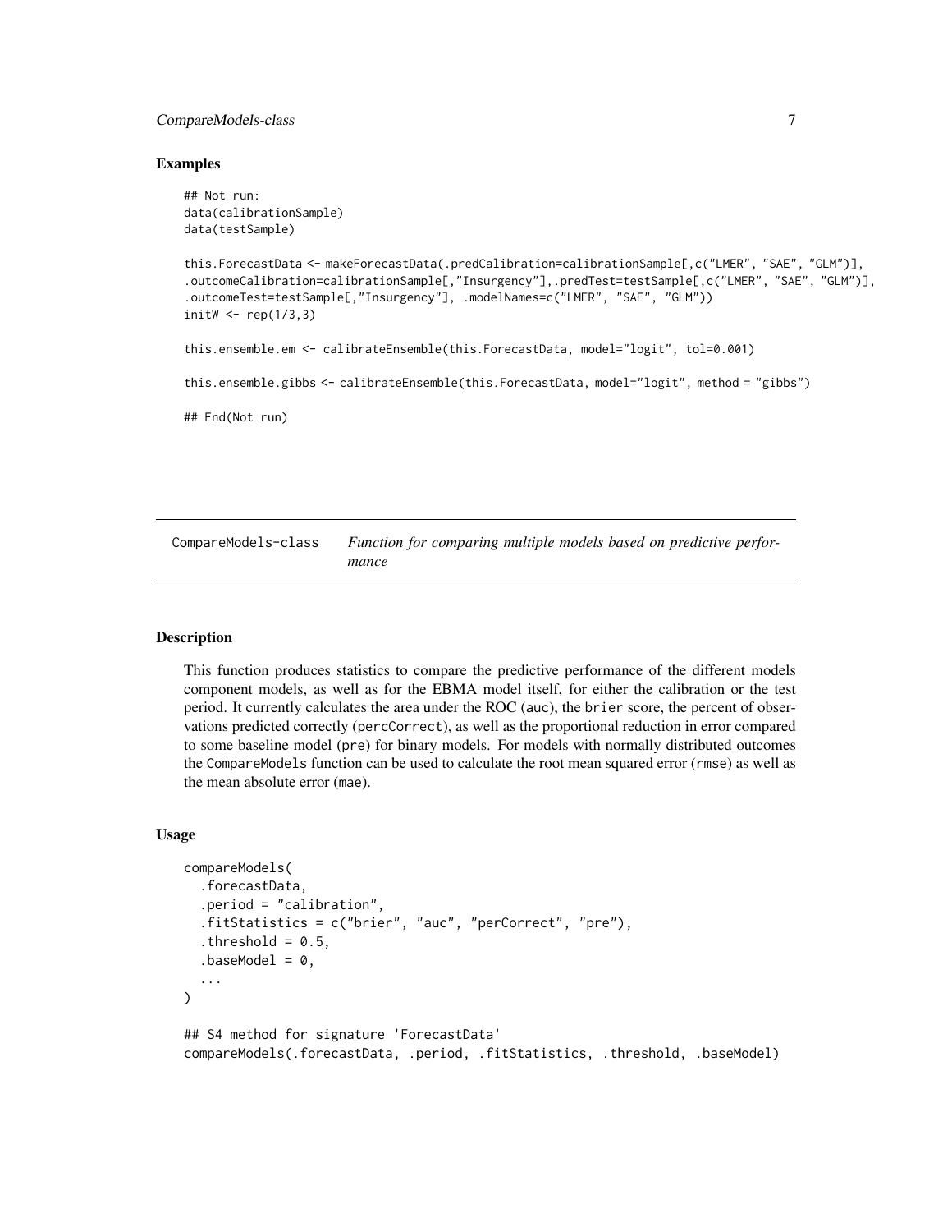### Examples

```
## Not run:
data(calibrationSample)
data(testSample)

this.ForecastData <- makeForecastData(.predCalibration=calibrationSample[,c("LMER", "SAE", "GLM")],
.outcomeCalibration=calibrationSample[,"Insurgency"],.predTest=testSample[,c("LMER", "SAE", "GLM")],
.outcomeTest=testSample[,"Insurgency"], .modelNames=c("LMER", "SAE", "GLM"))
initW <- rep(1/3,3)

this.ensemble.em <- calibrateEnsemble(this.ForecastData, model="logit", tol=0.001)

this.ensemble.gibbs <- calibrateEnsemble(this.ForecastData, model="logit", method = "gibbs")

## End(Not run)
```

---

## CompareModels-class — *Function for comparing multiple models based on predictive performance*

---

### Description

This function produces statistics to compare the predictive performance of the different models component models, as well as for the EBMA model itself, for either the calibration or the test period. It currently calculates the area under the ROC (`auc`), the `brier` score, the percent of observations predicted correctly (`percCorrect`), as well as the proportional reduction in error compared to some baseline model (`pre`) for binary models. For models with normally distributed outcomes the `CompareModels` function can be used to calculate the root mean squared error (`rmse`) as well as the mean absolute error (`mae`).

### Usage

```
compareModels(
  .forecastData,
  .period = "calibration",
  .fitStatistics = c("brier", "auc", "perCorrect", "pre"),
  .threshold = 0.5,
  .baseModel = 0,
  ...
)

## S4 method for signature 'ForecastData'
compareModels(.forecastData, .period, .fitStatistics, .threshold, .baseModel)
```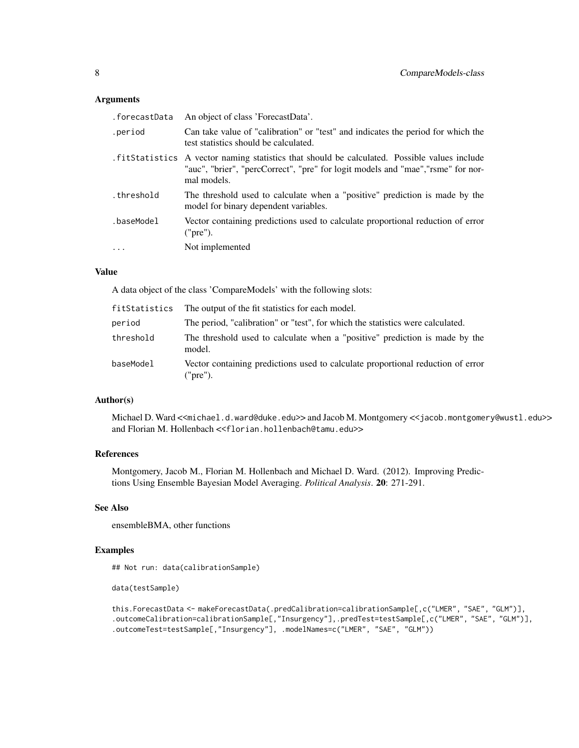## Arguments

| | |
|---|---|
| `.forecastData` | An object of class 'ForecastData'. |
| `.period` | Can take value of "calibration" or "test" and indicates the period for which the test statistics should be calculated. |
| `.fitStatistics` | A vector naming statistics that should be calculated. Possible values include "auc", "brier", "percCorrect", "pre" for logit models and "mae","rsme" for normal models. |
| `.threshold` | The threshold used to calculate when a "positive" prediction is made by the model for binary dependent variables. |
| `.baseModel` | Vector containing predictions used to calculate proportional reduction of error ("pre"). |
| `...` | Not implemented |

## Value

A data object of the class 'CompareModels' with the following slots:

| | |
|---|---|
| `fitStatistics` | The output of the fit statistics for each model. |
| `period` | The period, "calibration" or "test", for which the statistics were calculated. |
| `threshold` | The threshold used to calculate when a "positive" prediction is made by the model. |
| `baseModel` | Vector containing predictions used to calculate proportional reduction of error ("pre"). |

## Author(s)

Michael D. Ward <<michael.d.ward@duke.edu>> and Jacob M. Montgomery <<jacob.montgomery@wustl.edu>> and Florian M. Hollenbach <<florian.hollenbach@tamu.edu>>

## References

Montgomery, Jacob M., Florian M. Hollenbach and Michael D. Ward. (2012). Improving Predictions Using Ensemble Bayesian Model Averaging. *Political Analysis*. **20**: 271-291.

## See Also

ensembleBMA, other functions

## Examples

```
## Not run: data(calibrationSample)

data(testSample)

this.ForecastData <- makeForecastData(.predCalibration=calibrationSample[,c("LMER", "SAE", "GLM")],
.outcomeCalibration=calibrationSample[,"Insurgency"],.predTest=testSample[,c("LMER", "SAE", "GLM")],
.outcomeTest=testSample[,"Insurgency"], .modelNames=c("LMER", "SAE", "GLM"))
```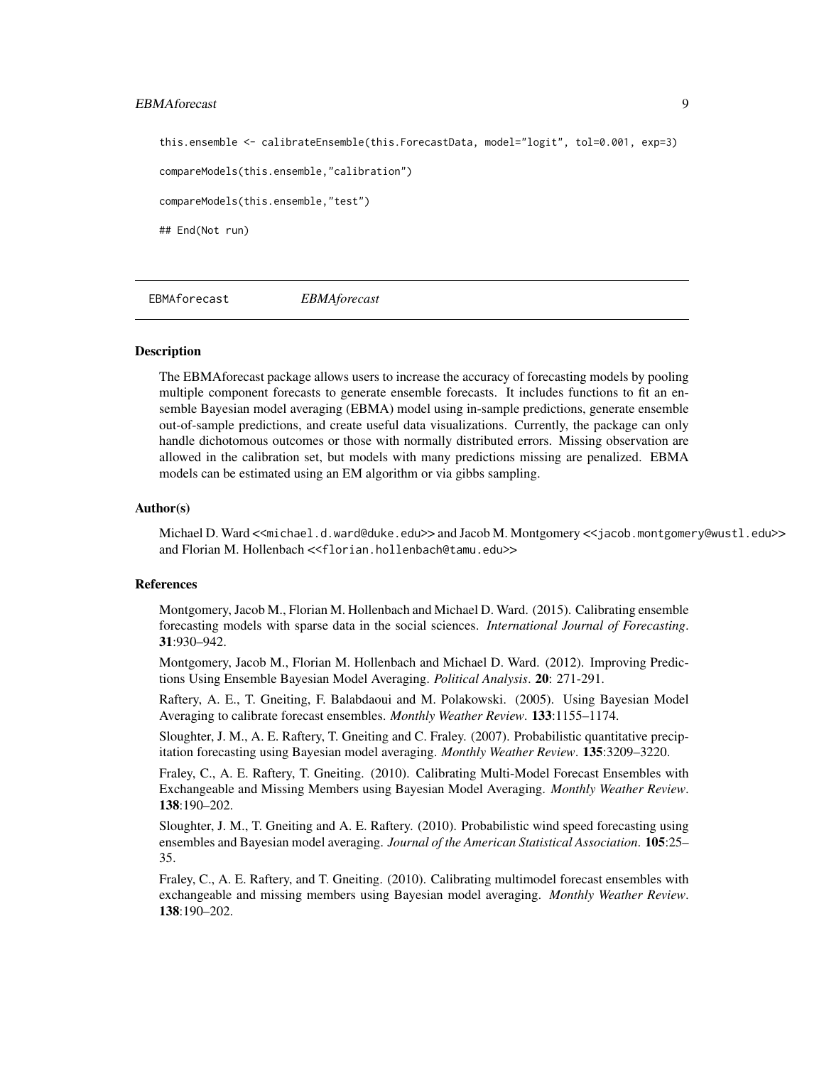```
this.ensemble <- calibrateEnsemble(this.ForecastData, model="logit", tol=0.001, exp=3)

compareModels(this.ensemble,"calibration")

compareModels(this.ensemble,"test")

## End(Not run)
```

---

## EBMAforecast *EBMAforecast*

---

### Description

The EBMAforecast package allows users to increase the accuracy of forecasting models by pooling multiple component forecasts to generate ensemble forecasts. It includes functions to fit an ensemble Bayesian model averaging (EBMA) model using in-sample predictions, generate ensemble out-of-sample predictions, and create useful data visualizations. Currently, the package can only handle dichotomous outcomes or those with normally distributed errors. Missing observation are allowed in the calibration set, but models with many predictions missing are penalized. EBMA models can be estimated using an EM algorithm or via gibbs sampling.

### Author(s)

Michael D. Ward <<michael.d.ward@duke.edu>> and Jacob M. Montgomery <<jacob.montgomery@wustl.edu>> and Florian M. Hollenbach <<florian.hollenbach@tamu.edu>>

### References

Montgomery, Jacob M., Florian M. Hollenbach and Michael D. Ward. (2015). Calibrating ensemble forecasting models with sparse data in the social sciences. *International Journal of Forecasting*. **31**:930–942.

Montgomery, Jacob M., Florian M. Hollenbach and Michael D. Ward. (2012). Improving Predictions Using Ensemble Bayesian Model Averaging. *Political Analysis*. **20**: 271-291.

Raftery, A. E., T. Gneiting, F. Balabdaoui and M. Polakowski. (2005). Using Bayesian Model Averaging to calibrate forecast ensembles. *Monthly Weather Review*. **133**:1155–1174.

Sloughter, J. M., A. E. Raftery, T. Gneiting and C. Fraley. (2007). Probabilistic quantitative precipitation forecasting using Bayesian model averaging. *Monthly Weather Review*. **135**:3209–3220.

Fraley, C., A. E. Raftery, T. Gneiting. (2010). Calibrating Multi-Model Forecast Ensembles with Exchangeable and Missing Members using Bayesian Model Averaging. *Monthly Weather Review*. **138**:190–202.

Sloughter, J. M., T. Gneiting and A. E. Raftery. (2010). Probabilistic wind speed forecasting using ensembles and Bayesian model averaging. *Journal of the American Statistical Association*. **105**:25–35.

Fraley, C., A. E. Raftery, and T. Gneiting. (2010). Calibrating multimodel forecast ensembles with exchangeable and missing members using Bayesian model averaging. *Monthly Weather Review*. **138**:190–202.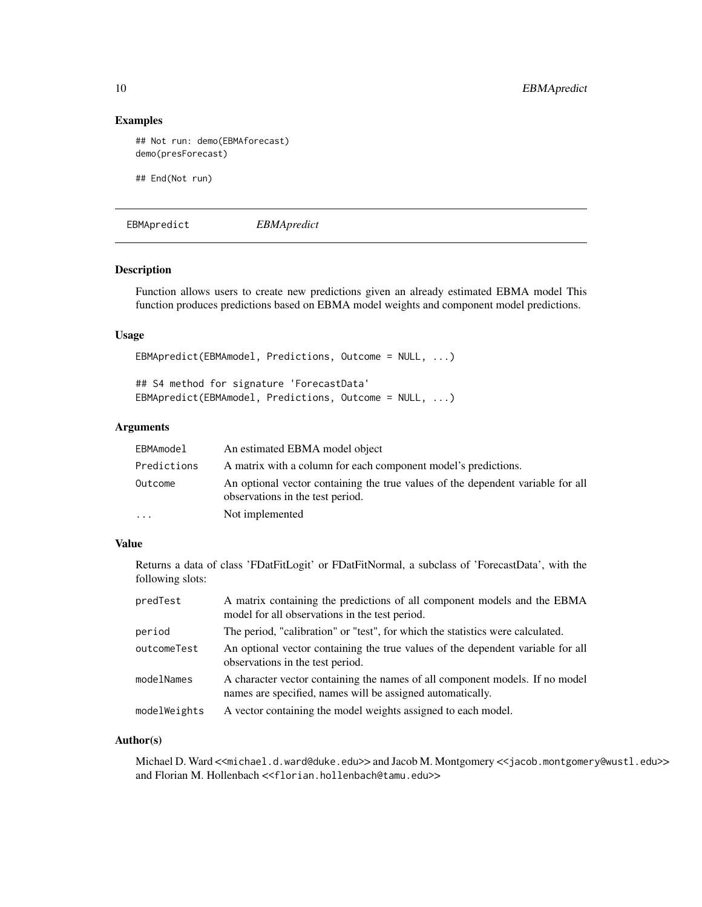### Examples

```
## Not run: demo(EBMAforecast)
demo(presForecast)

## End(Not run)
```

---

EBMApredict *EBMApredict*

---

### Description

Function allows users to create new predictions given an already estimated EBMA model This function produces predictions based on EBMA model weights and component model predictions.

### Usage

```
EBMApredict(EBMAmodel, Predictions, Outcome = NULL, ...)

## S4 method for signature 'ForecastData'
EBMApredict(EBMAmodel, Predictions, Outcome = NULL, ...)
```

### Arguments

| | |
|---|---|
| EBMAmodel | An estimated EBMA model object |
| Predictions | A matrix with a column for each component model's predictions. |
| Outcome | An optional vector containing the true values of the dependent variable for all observations in the test period. |
| ... | Not implemented |

### Value

Returns a data of class 'FDatFitLogit' or FDatFitNormal, a subclass of 'ForecastData', with the following slots:

| | |
|---|---|
| predTest | A matrix containing the predictions of all component models and the EBMA model for all observations in the test period. |
| period | The period, "calibration" or "test", for which the statistics were calculated. |
| outcomeTest | An optional vector containing the true values of the dependent variable for all observations in the test period. |
| modelNames | A character vector containing the names of all component models. If no model names are specified, names will be assigned automatically. |
| modelWeights | A vector containing the model weights assigned to each model. |

### Author(s)

Michael D. Ward <<michael.d.ward@duke.edu>> and Jacob M. Montgomery <<jacob.montgomery@wustl.edu>> and Florian M. Hollenbach <<florian.hollenbach@tamu.edu>>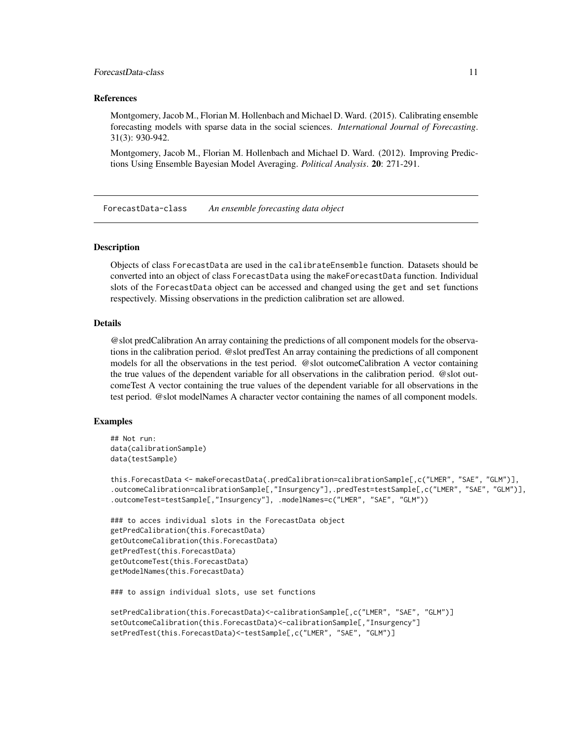## References

Montgomery, Jacob M., Florian M. Hollenbach and Michael D. Ward. (2015). Calibrating ensemble forecasting models with sparse data in the social sciences. *International Journal of Forecasting*. 31(3): 930-942.

Montgomery, Jacob M., Florian M. Hollenbach and Michael D. Ward. (2012). Improving Predictions Using Ensemble Bayesian Model Averaging. *Political Analysis*. **20**: 271-291.

---

# ForecastData-class — *An ensemble forecasting data object*

## Description

Objects of class ForecastData are used in the calibrateEnsemble function. Datasets should be converted into an object of class ForecastData using the makeForecastData function. Individual slots of the ForecastData object can be accessed and changed using the get and set functions respectively. Missing observations in the prediction calibration set are allowed.

## Details

@slot predCalibration An array containing the predictions of all component models for the observations in the calibration period. @slot predTest An array containing the predictions of all component models for all the observations in the test period. @slot outcomeCalibration A vector containing the true values of the dependent variable for all observations in the calibration period. @slot outcomeTest A vector containing the true values of the dependent variable for all observations in the test period. @slot modelNames A character vector containing the names of all component models.

## Examples

```
## Not run:
data(calibrationSample)
data(testSample)

this.ForecastData <- makeForecastData(.predCalibration=calibrationSample[,c("LMER", "SAE", "GLM")],
.outcomeCalibration=calibrationSample[,"Insurgency"],.predTest=testSample[,c("LMER", "SAE", "GLM")],
.outcomeTest=testSample[,"Insurgency"], .modelNames=c("LMER", "SAE", "GLM"))

### to acces individual slots in the ForecastData object
getPredCalibration(this.ForecastData)
getOutcomeCalibration(this.ForecastData)
getPredTest(this.ForecastData)
getOutcomeTest(this.ForecastData)
getModelNames(this.ForecastData)

### to assign individual slots, use set functions

setPredCalibration(this.ForecastData)<-calibrationSample[,c("LMER", "SAE", "GLM")]
setOutcomeCalibration(this.ForecastData)<-calibrationSample[,"Insurgency"]
setPredTest(this.ForecastData)<-testSample[,c("LMER", "SAE", "GLM")]
```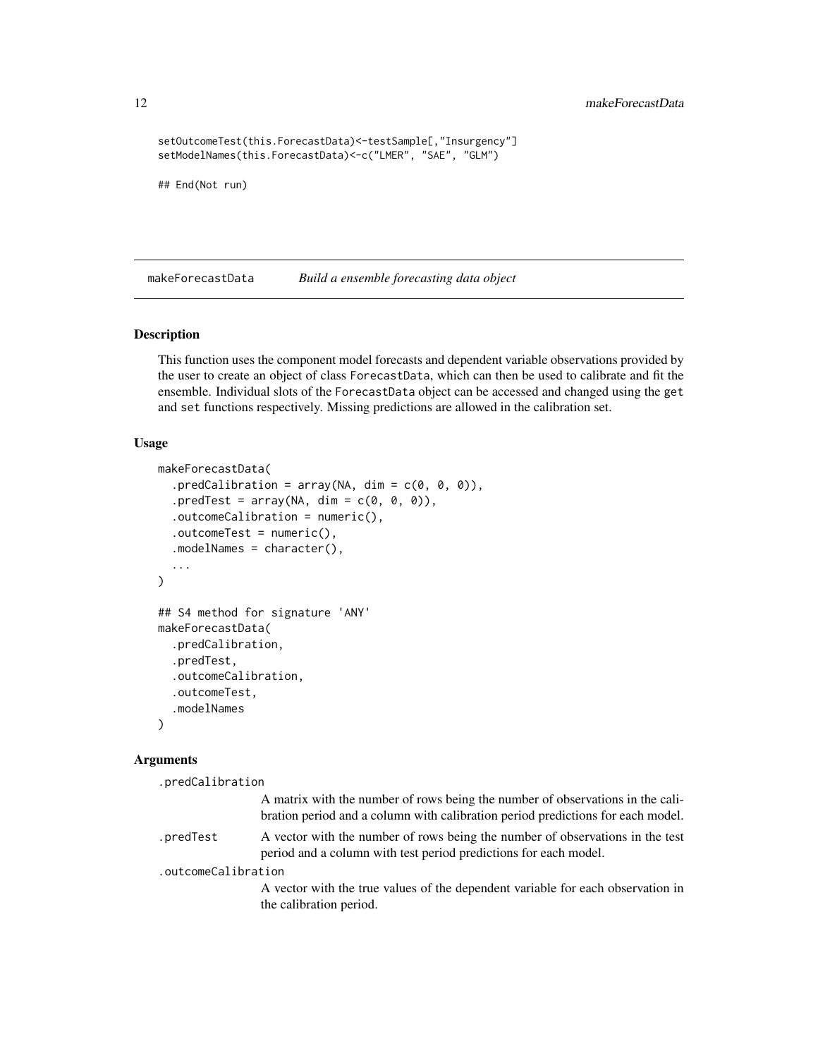```
setOutcomeTest(this.ForecastData)<-testSample[,"Insurgency"]
setModelNames(this.ForecastData)<-c("LMER", "SAE", "GLM")

## End(Not run)
```

## makeForecastData — *Build a ensemble forecasting data object*

### Description

This function uses the component model forecasts and dependent variable observations provided by the user to create an object of class `ForecastData`, which can then be used to calibrate and fit the ensemble. Individual slots of the `ForecastData` object can be accessed and changed using the `get` and `set` functions respectively. Missing predictions are allowed in the calibration set.

### Usage

```
makeForecastData(
  .predCalibration = array(NA, dim = c(0, 0, 0)),
  .predTest = array(NA, dim = c(0, 0, 0)),
  .outcomeCalibration = numeric(),
  .outcomeTest = numeric(),
  .modelNames = character(),
  ...
)

## S4 method for signature 'ANY'
makeForecastData(
  .predCalibration,
  .predTest,
  .outcomeCalibration,
  .outcomeTest,
  .modelNames
)
```

### Arguments

`.predCalibration`
: A matrix with the number of rows being the number of observations in the calibration period and a column with calibration period predictions for each model.

`.predTest`
: A vector with the number of rows being the number of observations in the test period and a column with test period predictions for each model.

`.outcomeCalibration`
: A vector with the true values of the dependent variable for each observation in the calibration period.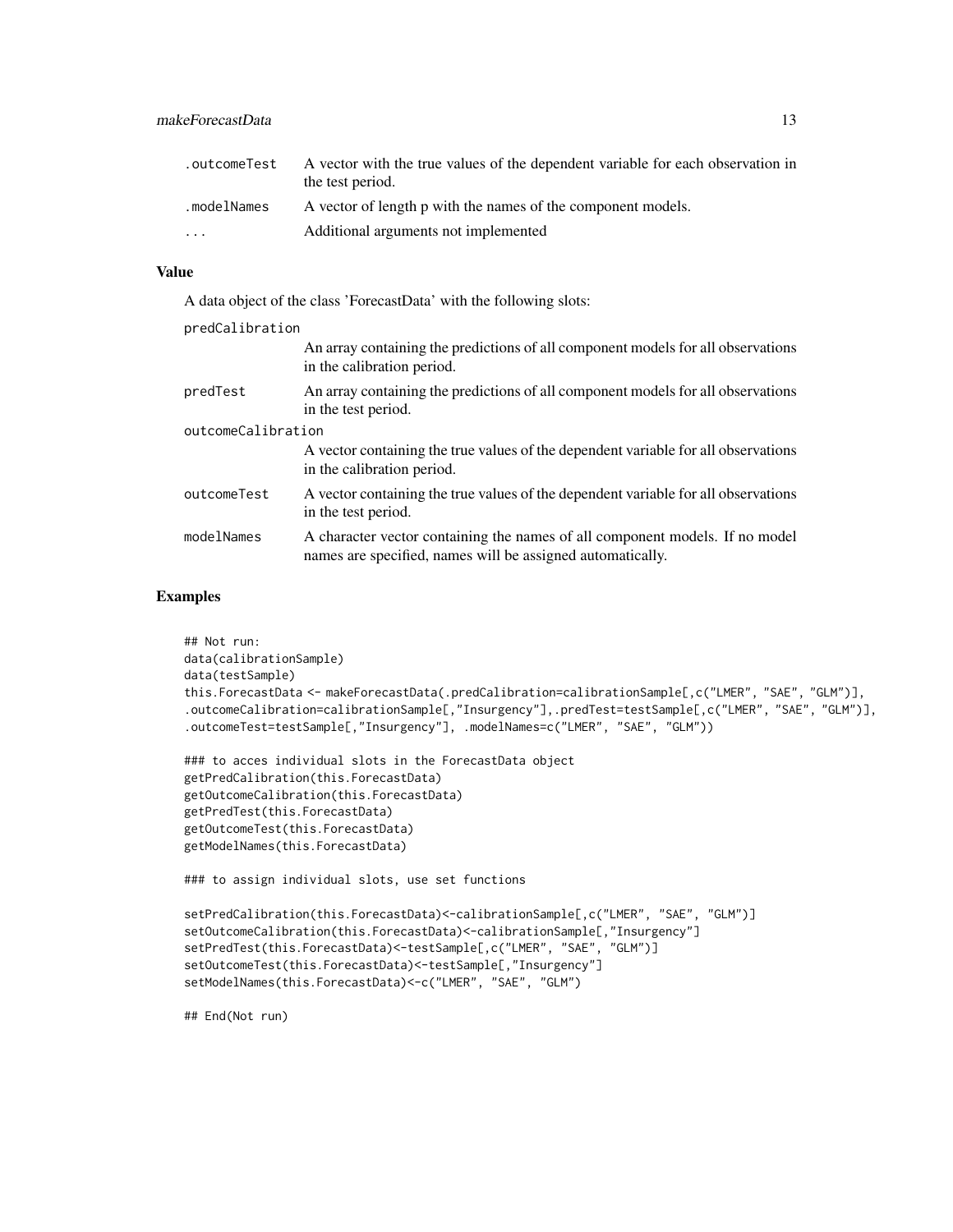| | |
|---|---|
| .outcomeTest | A vector with the true values of the dependent variable for each observation in the test period. |
| .modelNames | A vector of length p with the names of the component models. |
| ... | Additional arguments not implemented |

### Value

A data object of the class 'ForecastData' with the following slots:

| | |
|---|---|
| predCalibration | An array containing the predictions of all component models for all observations in the calibration period. |
| predTest | An array containing the predictions of all component models for all observations in the test period. |
| outcomeCalibration | A vector containing the true values of the dependent variable for all observations in the calibration period. |
| outcomeTest | A vector containing the true values of the dependent variable for all observations in the test period. |
| modelNames | A character vector containing the names of all component models. If no model names are specified, names will be assigned automatically. |

### Examples

```
## Not run:
data(calibrationSample)
data(testSample)
this.ForecastData <- makeForecastData(.predCalibration=calibrationSample[,c("LMER", "SAE", "GLM")],
.outcomeCalibration=calibrationSample[,"Insurgency"],.predTest=testSample[,c("LMER", "SAE", "GLM")],
.outcomeTest=testSample[,"Insurgency"], .modelNames=c("LMER", "SAE", "GLM"))

### to acces individual slots in the ForecastData object
getPredCalibration(this.ForecastData)
getOutcomeCalibration(this.ForecastData)
getPredTest(this.ForecastData)
getOutcomeTest(this.ForecastData)
getModelNames(this.ForecastData)

### to assign individual slots, use set functions

setPredCalibration(this.ForecastData)<-calibrationSample[,c("LMER", "SAE", "GLM")]
setOutcomeCalibration(this.ForecastData)<-calibrationSample[,"Insurgency"]
setPredTest(this.ForecastData)<-testSample[,c("LMER", "SAE", "GLM")]
setOutcomeTest(this.ForecastData)<-testSample[,"Insurgency"]
setModelNames(this.ForecastData)<-c("LMER", "SAE", "GLM")

## End(Not run)
```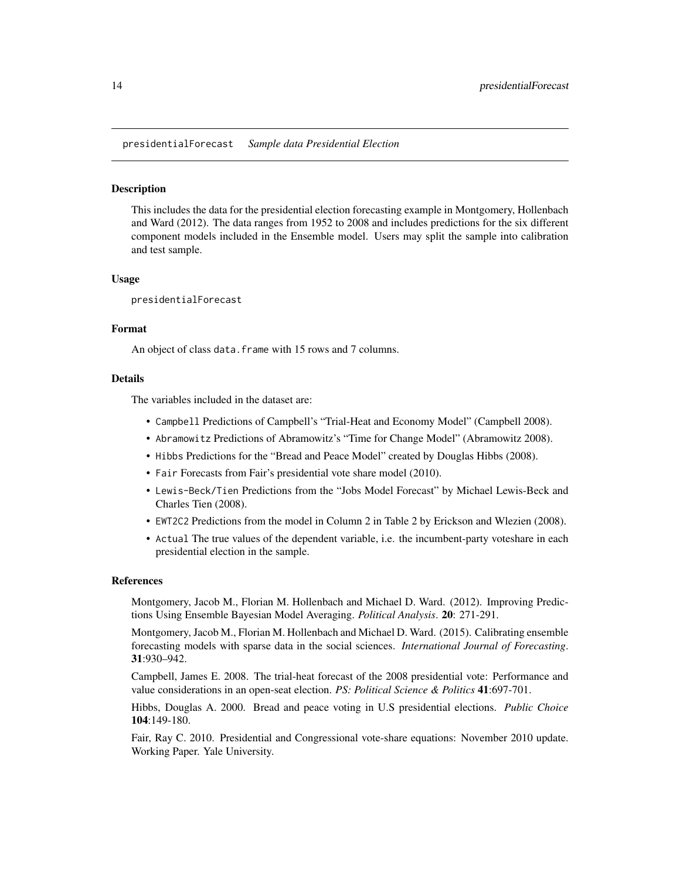presidentialForecast *Sample data Presidential Election*

### Description

This includes the data for the presidential election forecasting example in Montgomery, Hollenbach and Ward (2012). The data ranges from 1952 to 2008 and includes predictions for the six different component models included in the Ensemble model. Users may split the sample into calibration and test sample.

### Usage

```
presidentialForecast
```

### Format

An object of class `data.frame` with 15 rows and 7 columns.

### Details

The variables included in the dataset are:

- `Campbell` Predictions of Campbell's "Trial-Heat and Economy Model" (Campbell 2008).
- `Abramowitz` Predictions of Abramowitz's "Time for Change Model" (Abramowitz 2008).
- `Hibbs` Predictions for the "Bread and Peace Model" created by Douglas Hibbs (2008).
- `Fair` Forecasts from Fair's presidential vote share model (2010).
- `Lewis-Beck/Tien` Predictions from the "Jobs Model Forecast" by Michael Lewis-Beck and Charles Tien (2008).
- `EWT2C2` Predictions from the model in Column 2 in Table 2 by Erickson and Wlezien (2008).
- `Actual` The true values of the dependent variable, i.e. the incumbent-party voteshare in each presidential election in the sample.

### References

Montgomery, Jacob M., Florian M. Hollenbach and Michael D. Ward. (2012). Improving Predictions Using Ensemble Bayesian Model Averaging. *Political Analysis*. **20**: 271-291.

Montgomery, Jacob M., Florian M. Hollenbach and Michael D. Ward. (2015). Calibrating ensemble forecasting models with sparse data in the social sciences. *International Journal of Forecasting*. **31**:930–942.

Campbell, James E. 2008. The trial-heat forecast of the 2008 presidential vote: Performance and value considerations in an open-seat election. *PS: Political Science & Politics* **41**:697-701.

Hibbs, Douglas A. 2000. Bread and peace voting in U.S presidential elections. *Public Choice* **104**:149-180.

Fair, Ray C. 2010. Presidential and Congressional vote-share equations: November 2010 update. Working Paper. Yale University.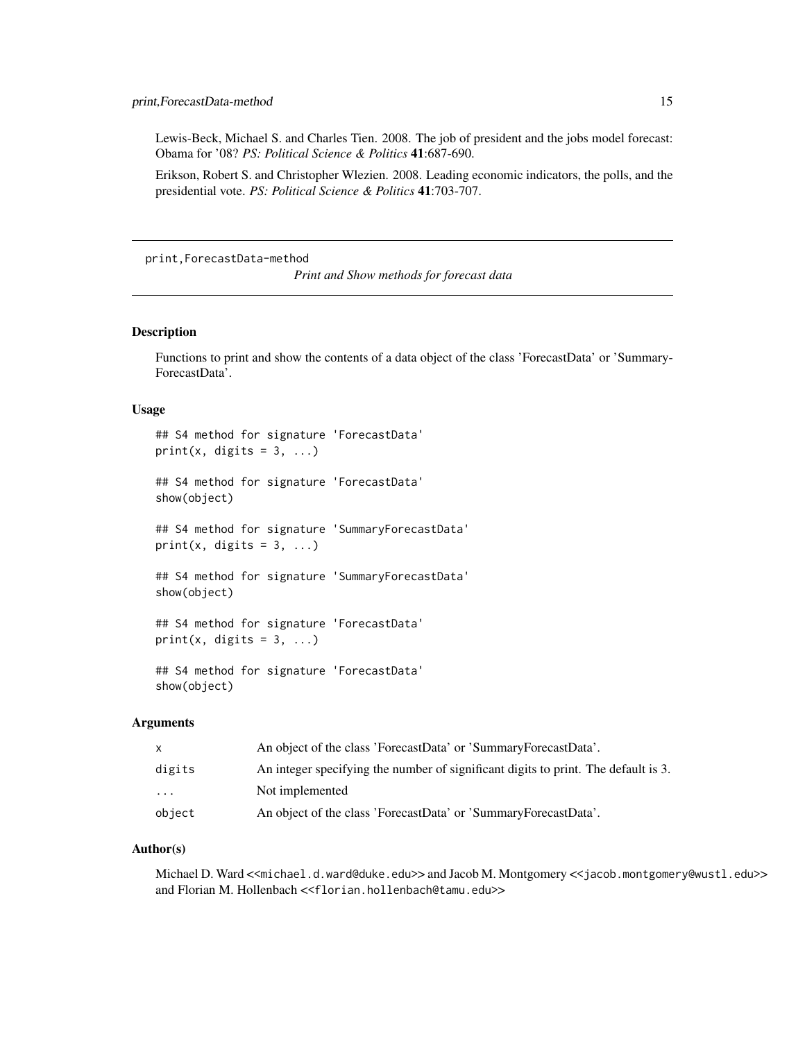Lewis-Beck, Michael S. and Charles Tien. 2008. The job of president and the jobs model forecast: Obama for '08? *PS: Political Science & Politics* **41**:687-690.

Erikson, Robert S. and Christopher Wlezien. 2008. Leading economic indicators, the polls, and the presidential vote. *PS: Political Science & Politics* **41**:703-707.

---

## print,ForecastData-method

*Print and Show methods for forecast data*

---

### Description

Functions to print and show the contents of a data object of the class 'ForecastData' or 'Summary-ForecastData'.

### Usage

```
## S4 method for signature 'ForecastData'
print(x, digits = 3, ...)

## S4 method for signature 'ForecastData'
show(object)

## S4 method for signature 'SummaryForecastData'
print(x, digits = 3, ...)

## S4 method for signature 'SummaryForecastData'
show(object)

## S4 method for signature 'ForecastData'
print(x, digits = 3, ...)

## S4 method for signature 'ForecastData'
show(object)
```

### Arguments

| | |
|---|---|
| x | An object of the class 'ForecastData' or 'SummaryForecastData'. |
| digits | An integer specifying the number of significant digits to print. The default is 3. |
| ... | Not implemented |
| object | An object of the class 'ForecastData' or 'SummaryForecastData'. |

### Author(s)

Michael D. Ward <<michael.d.ward@duke.edu>> and Jacob M. Montgomery <<jacob.montgomery@wustl.edu>> and Florian M. Hollenbach <<florian.hollenbach@tamu.edu>>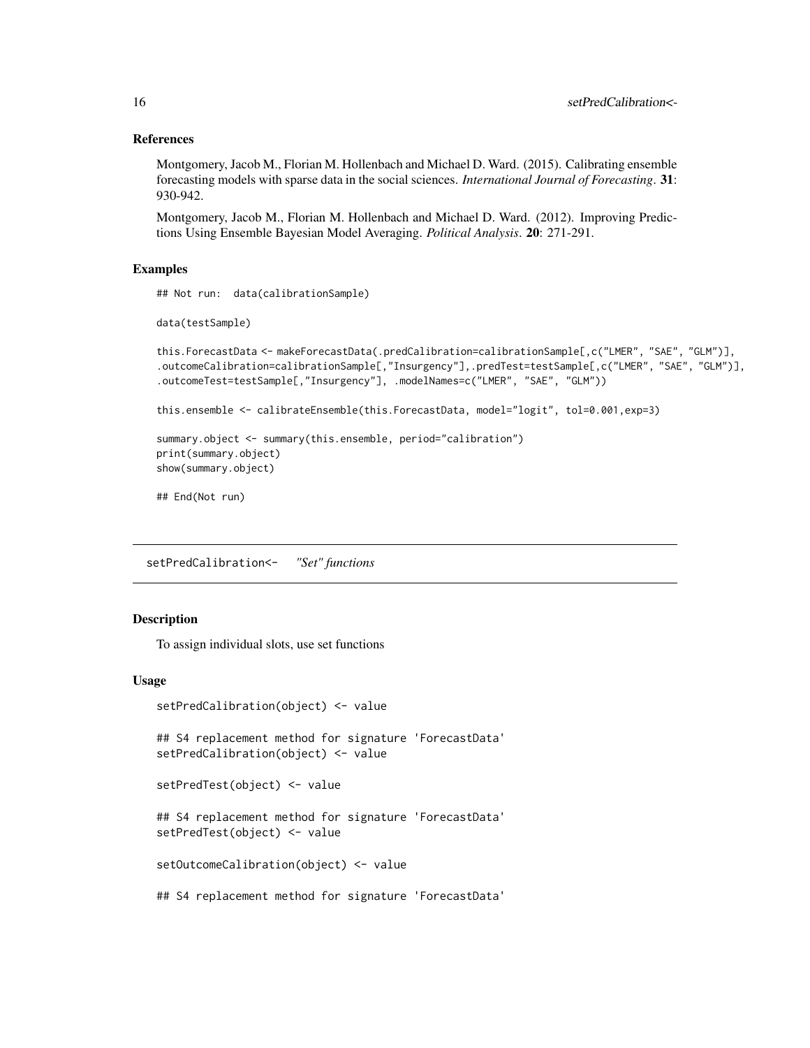### References

Montgomery, Jacob M., Florian M. Hollenbach and Michael D. Ward. (2015). Calibrating ensemble forecasting models with sparse data in the social sciences. *International Journal of Forecasting*. **31**: 930-942.

Montgomery, Jacob M., Florian M. Hollenbach and Michael D. Ward. (2012). Improving Predictions Using Ensemble Bayesian Model Averaging. *Political Analysis*. **20**: 271-291.

### Examples

```
## Not run:  data(calibrationSample)

data(testSample)

this.ForecastData <- makeForecastData(.predCalibration=calibrationSample[,c("LMER", "SAE", "GLM")],
.outcomeCalibration=calibrationSample[,"Insurgency"],.predTest=testSample[,c("LMER", "SAE", "GLM")],
.outcomeTest=testSample[,"Insurgency"], .modelNames=c("LMER", "SAE", "GLM"))

this.ensemble <- calibrateEnsemble(this.ForecastData, model="logit", tol=0.001,exp=3)

summary.object <- summary(this.ensemble, period="calibration")
print(summary.object)
show(summary.object)

## End(Not run)
```

---

## setPredCalibration<- *"Set" functions*

---

### Description

To assign individual slots, use set functions

### Usage

```
setPredCalibration(object) <- value

## S4 replacement method for signature 'ForecastData'
setPredCalibration(object) <- value

setPredTest(object) <- value

## S4 replacement method for signature 'ForecastData'
setPredTest(object) <- value

setOutcomeCalibration(object) <- value

## S4 replacement method for signature 'ForecastData'
```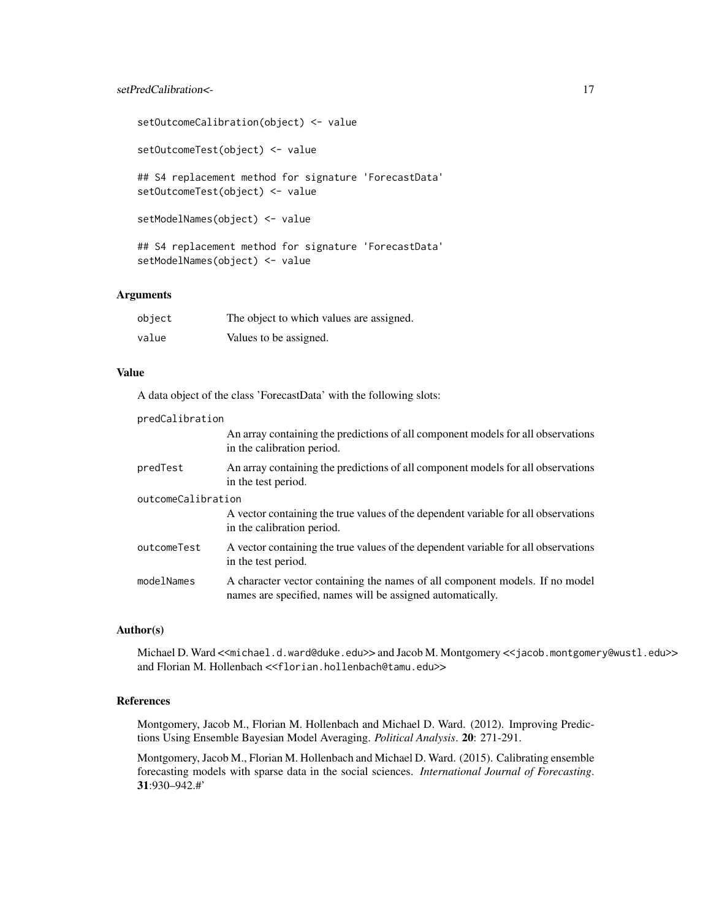```
setOutcomeCalibration(object) <- value

setOutcomeTest(object) <- value

## S4 replacement method for signature 'ForecastData'
setOutcomeTest(object) <- value

setModelNames(object) <- value

## S4 replacement method for signature 'ForecastData'
setModelNames(object) <- value
```

### Arguments

| | |
|---|---|
| `object` | The object to which values are assigned. |
| `value` | Values to be assigned. |

### Value

A data object of the class 'ForecastData' with the following slots:

| | |
|---|---|
| `predCalibration` | An array containing the predictions of all component models for all observations in the calibration period. |
| `predTest` | An array containing the predictions of all component models for all observations in the test period. |
| `outcomeCalibration` | A vector containing the true values of the dependent variable for all observations in the calibration period. |
| `outcomeTest` | A vector containing the true values of the dependent variable for all observations in the test period. |
| `modelNames` | A character vector containing the names of all component models. If no model names are specified, names will be assigned automatically. |

### Author(s)

Michael D. Ward <<michael.d.ward@duke.edu>> and Jacob M. Montgomery <<jacob.montgomery@wustl.edu>> and Florian M. Hollenbach <<florian.hollenbach@tamu.edu>>

### References

Montgomery, Jacob M., Florian M. Hollenbach and Michael D. Ward. (2012). Improving Predictions Using Ensemble Bayesian Model Averaging. *Political Analysis*. **20**: 271-291.

Montgomery, Jacob M., Florian M. Hollenbach and Michael D. Ward. (2015). Calibrating ensemble forecasting models with sparse data in the social sciences. *International Journal of Forecasting*. **31**:930–942.#'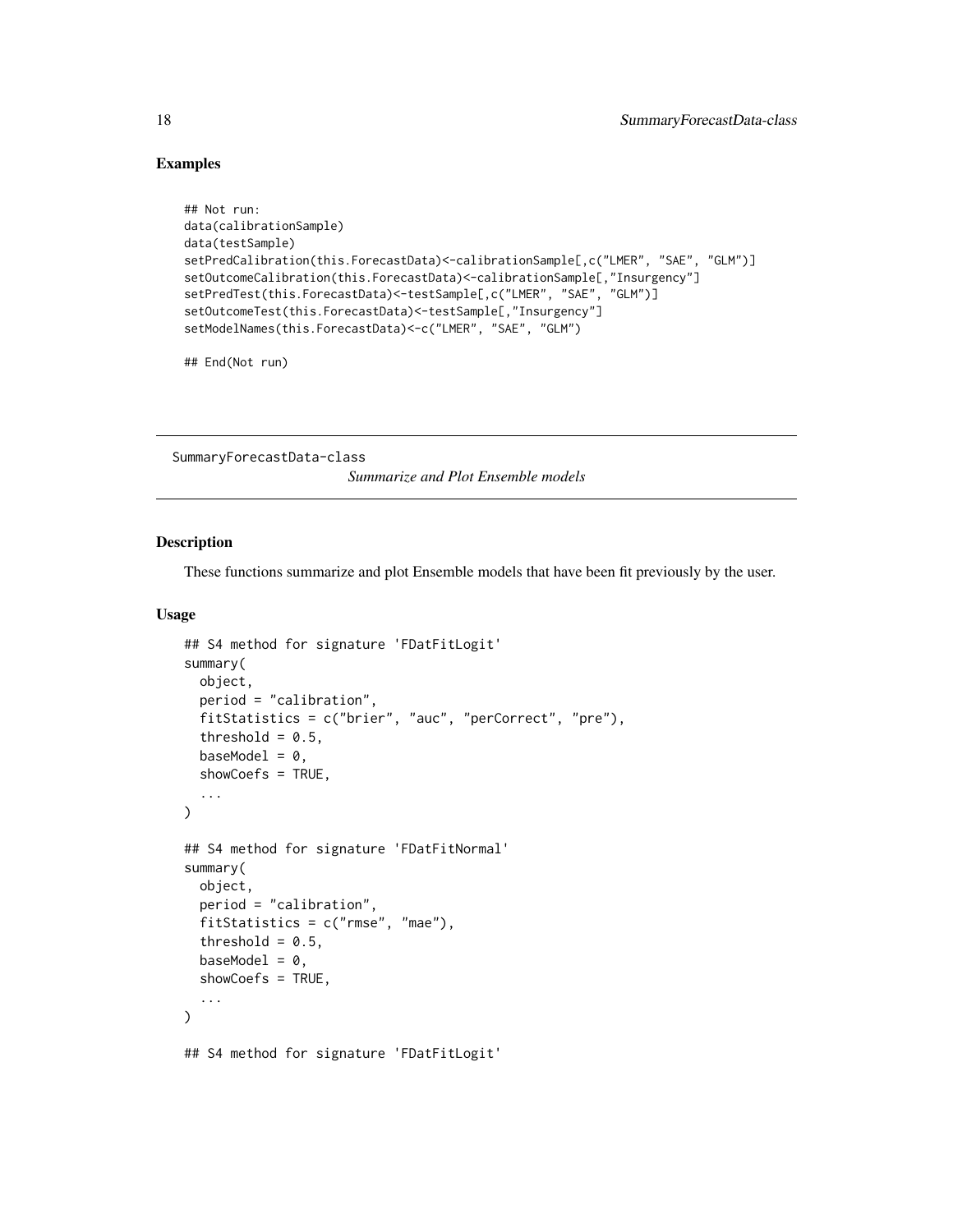### Examples

```
## Not run:
data(calibrationSample)
data(testSample)
setPredCalibration(this.ForecastData)<-calibrationSample[,c("LMER", "SAE", "GLM")]
setOutcomeCalibration(this.ForecastData)<-calibrationSample[,"Insurgency"]
setPredTest(this.ForecastData)<-testSample[,c("LMER", "SAE", "GLM")]
setOutcomeTest(this.ForecastData)<-testSample[,"Insurgency"]
setModelNames(this.ForecastData)<-c("LMER", "SAE", "GLM")

## End(Not run)
```

---

## SummaryForecastData-class

*Summarize and Plot Ensemble models*

### Description

These functions summarize and plot Ensemble models that have been fit previously by the user.

### Usage

```
## S4 method for signature 'FDatFitLogit'
summary(
  object,
  period = "calibration",
  fitStatistics = c("brier", "auc", "perCorrect", "pre"),
  threshold = 0.5,
  baseModel = 0,
  showCoefs = TRUE,
  ...
)

## S4 method for signature 'FDatFitNormal'
summary(
  object,
  period = "calibration",
  fitStatistics = c("rmse", "mae"),
  threshold = 0.5,
  baseModel = 0,
  showCoefs = TRUE,
  ...
)

## S4 method for signature 'FDatFitLogit'
```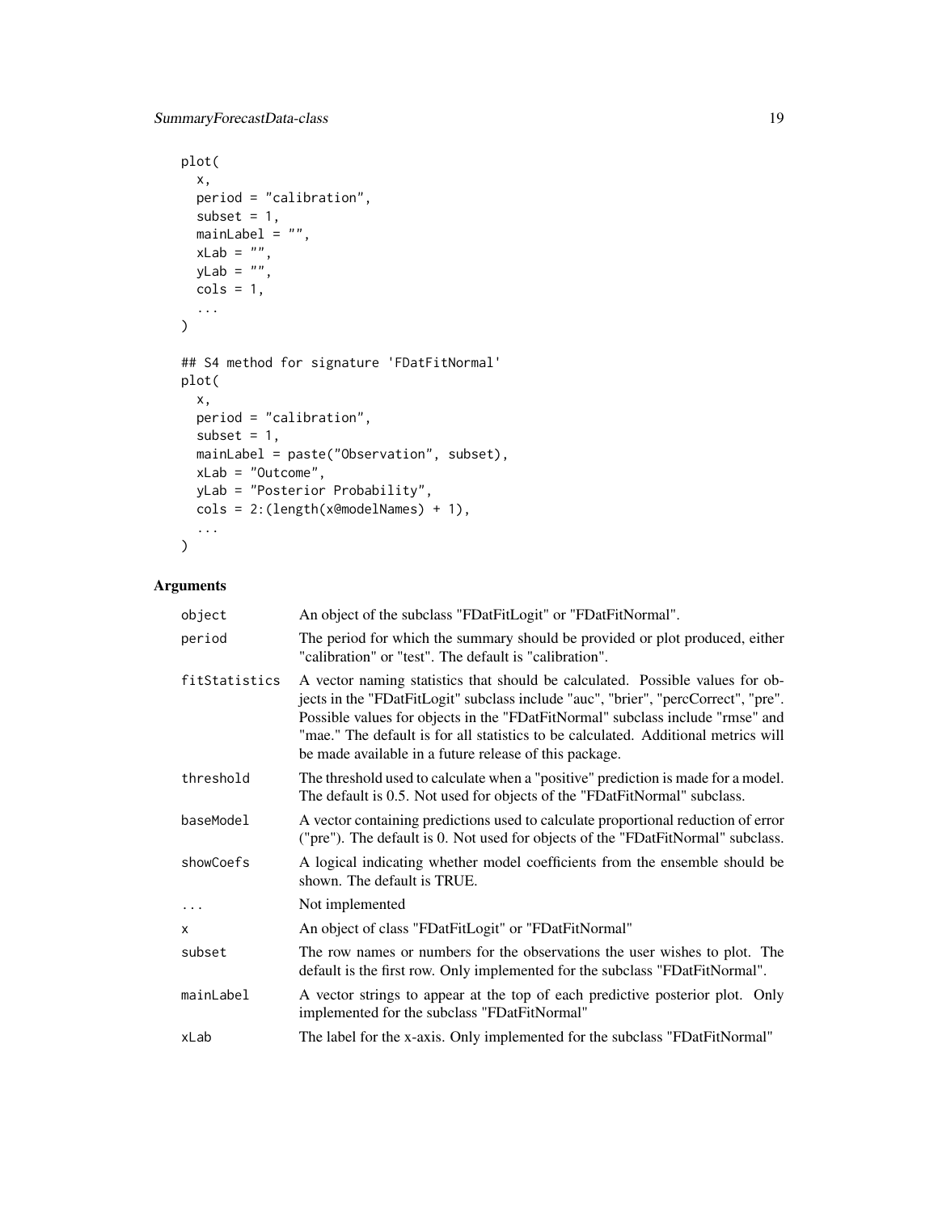```
plot(
  x,
  period = "calibration",
  subset = 1,
  mainLabel = "",
  xLab = "",
  yLab = "",
  cols = 1,
  ...
)

## S4 method for signature 'FDatFitNormal'
plot(
  x,
  period = "calibration",
  subset = 1,
  mainLabel = paste("Observation", subset),
  xLab = "Outcome",
  yLab = "Posterior Probability",
  cols = 2:(length(x@modelNames) + 1),
  ...
)
```

## Arguments

| | |
|---|---|
| `object` | An object of the subclass "FDatFitLogit" or "FDatFitNormal". |
| `period` | The period for which the summary should be provided or plot produced, either "calibration" or "test". The default is "calibration". |
| `fitStatistics` | A vector naming statistics that should be calculated. Possible values for objects in the "FDatFitLogit" subclass include "auc", "brier", "percCorrect", "pre". Possible values for objects in the "FDatFitNormal" subclass include "rmse" and "mae." The default is for all statistics to be calculated. Additional metrics will be made available in a future release of this package. |
| `threshold` | The threshold used to calculate when a "positive" prediction is made for a model. The default is 0.5. Not used for objects of the "FDatFitNormal" subclass. |
| `baseModel` | A vector containing predictions used to calculate proportional reduction of error ("pre"). The default is 0. Not used for objects of the "FDatFitNormal" subclass. |
| `showCoefs` | A logical indicating whether model coefficients from the ensemble should be shown. The default is TRUE. |
| `...` | Not implemented |
| `x` | An object of class "FDatFitLogit" or "FDatFitNormal" |
| `subset` | The row names or numbers for the observations the user wishes to plot. The default is the first row. Only implemented for the subclass "FDatFitNormal". |
| `mainLabel` | A vector strings to appear at the top of each predictive posterior plot. Only implemented for the subclass "FDatFitNormal" |
| `xLab` | The label for the x-axis. Only implemented for the subclass "FDatFitNormal" |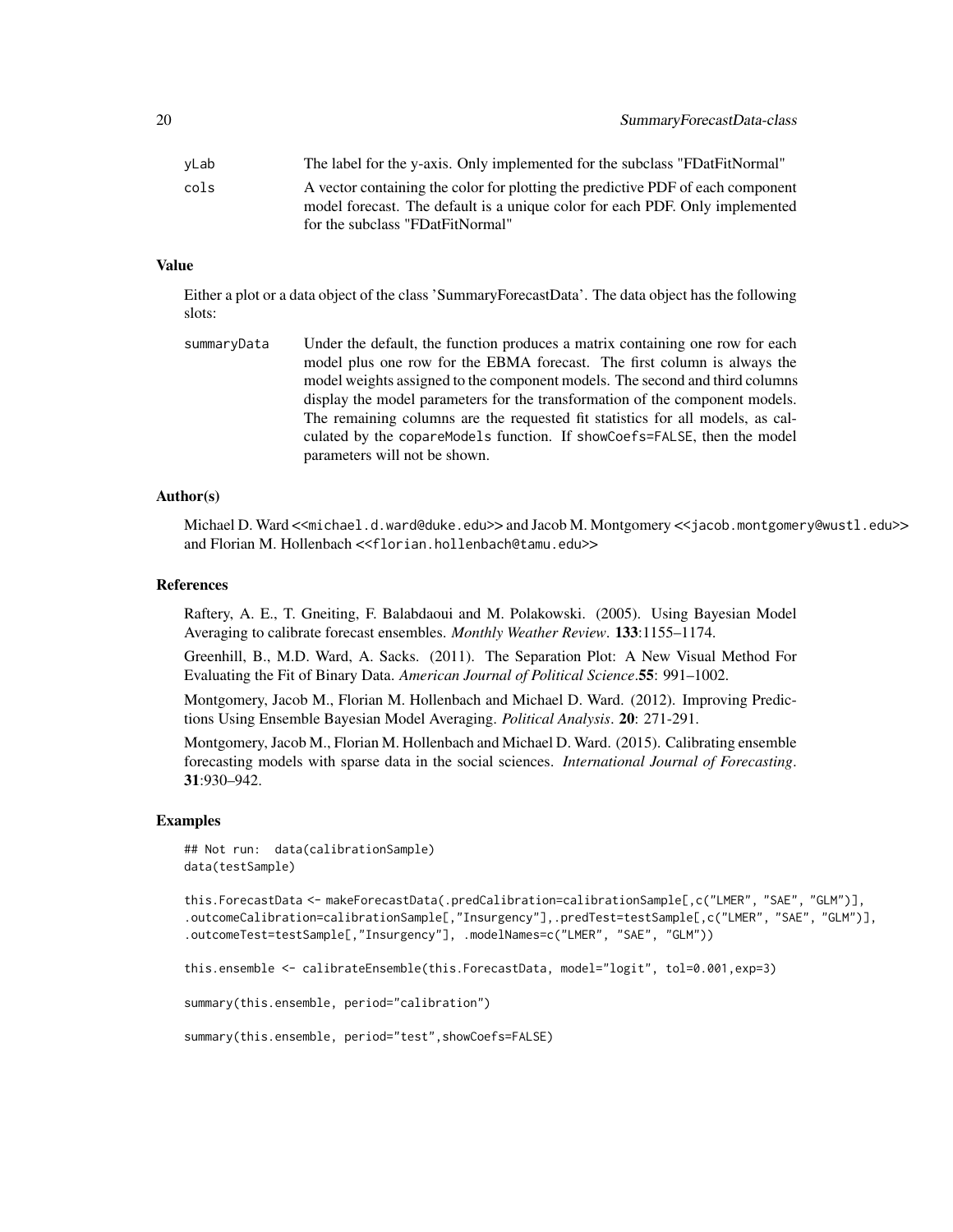| | |
|---|---|
| yLab | The label for the y-axis. Only implemented for the subclass "FDatFitNormal" |
| cols | A vector containing the color for plotting the predictive PDF of each component model forecast. The default is a unique color for each PDF. Only implemented for the subclass "FDatFitNormal" |

## Value

Either a plot or a data object of the class 'SummaryForecastData'. The data object has the following slots:

| | |
|---|---|
| summaryData | Under the default, the function produces a matrix containing one row for each model plus one row for the EBMA forecast. The first column is always the model weights assigned to the component models. The second and third columns display the model parameters for the transformation of the component models. The remaining columns are the requested fit statistics for all models, as calculated by the `copareModels` function. If `showCoefs=FALSE`, then the model parameters will not be shown. |

## Author(s)

Michael D. Ward <<michael.d.ward@duke.edu>> and Jacob M. Montgomery <<jacob.montgomery@wustl.edu>> and Florian M. Hollenbach <<florian.hollenbach@tamu.edu>>

## References

Raftery, A. E., T. Gneiting, F. Balabdaoui and M. Polakowski. (2005). Using Bayesian Model Averaging to calibrate forecast ensembles. *Monthly Weather Review*. **133**:1155–1174.

Greenhill, B., M.D. Ward, A. Sacks. (2011). The Separation Plot: A New Visual Method For Evaluating the Fit of Binary Data. *American Journal of Political Science*.**55**: 991–1002.

Montgomery, Jacob M., Florian M. Hollenbach and Michael D. Ward. (2012). Improving Predictions Using Ensemble Bayesian Model Averaging. *Political Analysis*. **20**: 271-291.

Montgomery, Jacob M., Florian M. Hollenbach and Michael D. Ward. (2015). Calibrating ensemble forecasting models with sparse data in the social sciences. *International Journal of Forecasting*. **31**:930–942.

## Examples

```
## Not run:  data(calibrationSample)
data(testSample)

this.ForecastData <- makeForecastData(.predCalibration=calibrationSample[,c("LMER", "SAE", "GLM")],
.outcomeCalibration=calibrationSample[,"Insurgency"],.predTest=testSample[,c("LMER", "SAE", "GLM")],
.outcomeTest=testSample[,"Insurgency"], .modelNames=c("LMER", "SAE", "GLM"))

this.ensemble <- calibrateEnsemble(this.ForecastData, model="logit", tol=0.001,exp=3)

summary(this.ensemble, period="calibration")

summary(this.ensemble, period="test",showCoefs=FALSE)
```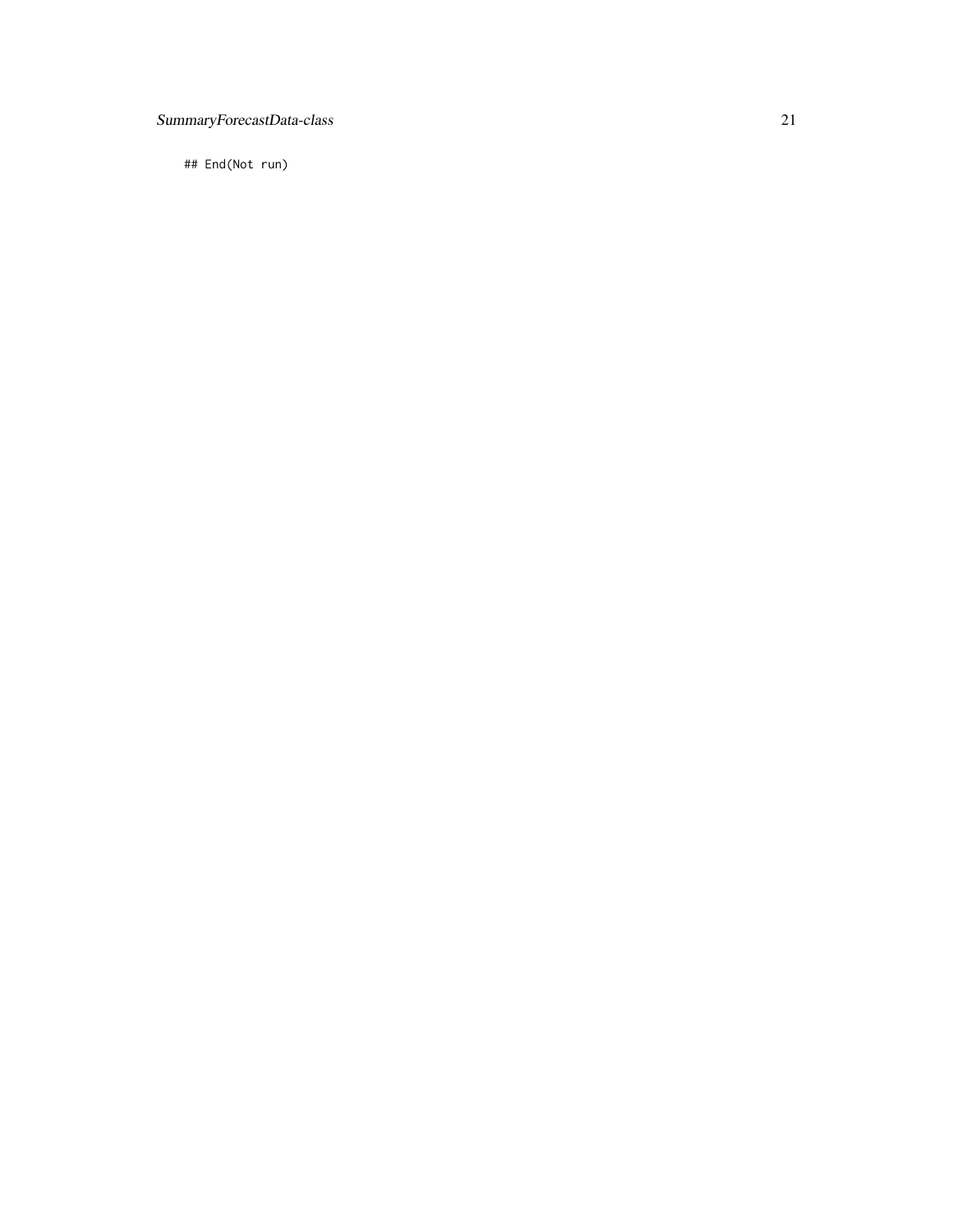```
## End(Not run)
```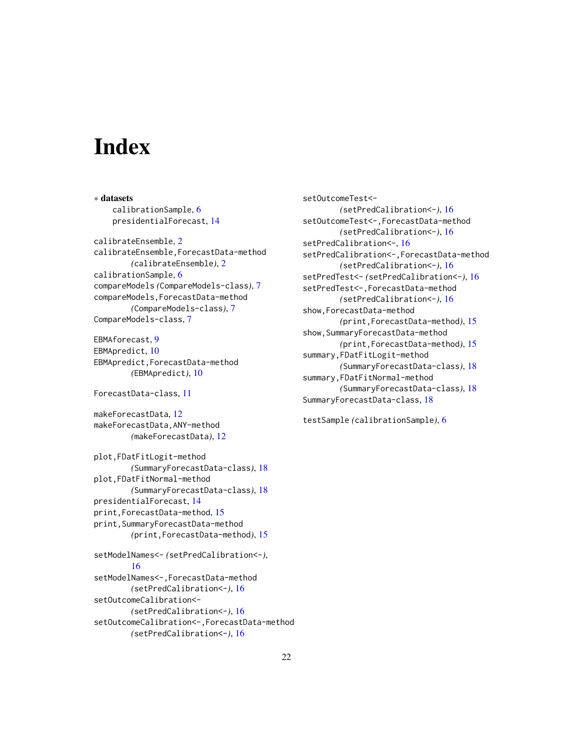# Index

∗ **datasets**

calibrationSample, 6
presidentialForecast, 14

calibrateEnsemble, 2
calibrateEnsemble,ForecastData-method *(*calibrateEnsemble*)*, 2
calibrationSample, 6
compareModels *(*CompareModels-class*)*, 7
compareModels,ForecastData-method *(*CompareModels-class*)*, 7
CompareModels-class, 7

EBMAforecast, 9
EBMApredict, 10
EBMApredict,ForecastData-method *(*EBMApredict*)*, 10

ForecastData-class, 11

makeForecastData, 12
makeForecastData,ANY-method *(*makeForecastData*)*, 12

plot,FDatFitLogit-method *(*SummaryForecastData-class*)*, 18
plot,FDatFitNormal-method *(*SummaryForecastData-class*)*, 18
presidentialForecast, 14
print,ForecastData-method, 15
print,SummaryForecastData-method *(*print,ForecastData-method*)*, 15

setModelNames<- *(*setPredCalibration<-*)*, 16
setModelNames<-,ForecastData-method *(*setPredCalibration<-*)*, 16
setOutcomeCalibration<- *(*setPredCalibration<-*)*, 16
setOutcomeCalibration<-,ForecastData-method *(*setPredCalibration<-*)*, 16
setOutcomeTest<- *(*setPredCalibration<-*)*, 16
setOutcomeTest<-,ForecastData-method *(*setPredCalibration<-*)*, 16
setPredCalibration<-, 16
setPredCalibration<-,ForecastData-method *(*setPredCalibration<-*)*, 16
setPredTest<- *(*setPredCalibration<-*)*, 16
setPredTest<-,ForecastData-method *(*setPredCalibration<-*)*, 16
show,ForecastData-method *(*print,ForecastData-method*)*, 15
show,SummaryForecastData-method *(*print,ForecastData-method*)*, 15
summary,FDatFitLogit-method *(*SummaryForecastData-class*)*, 18
summary,FDatFitNormal-method *(*SummaryForecastData-class*)*, 18
SummaryForecastData-class, 18

testSample *(*calibrationSample*)*, 6